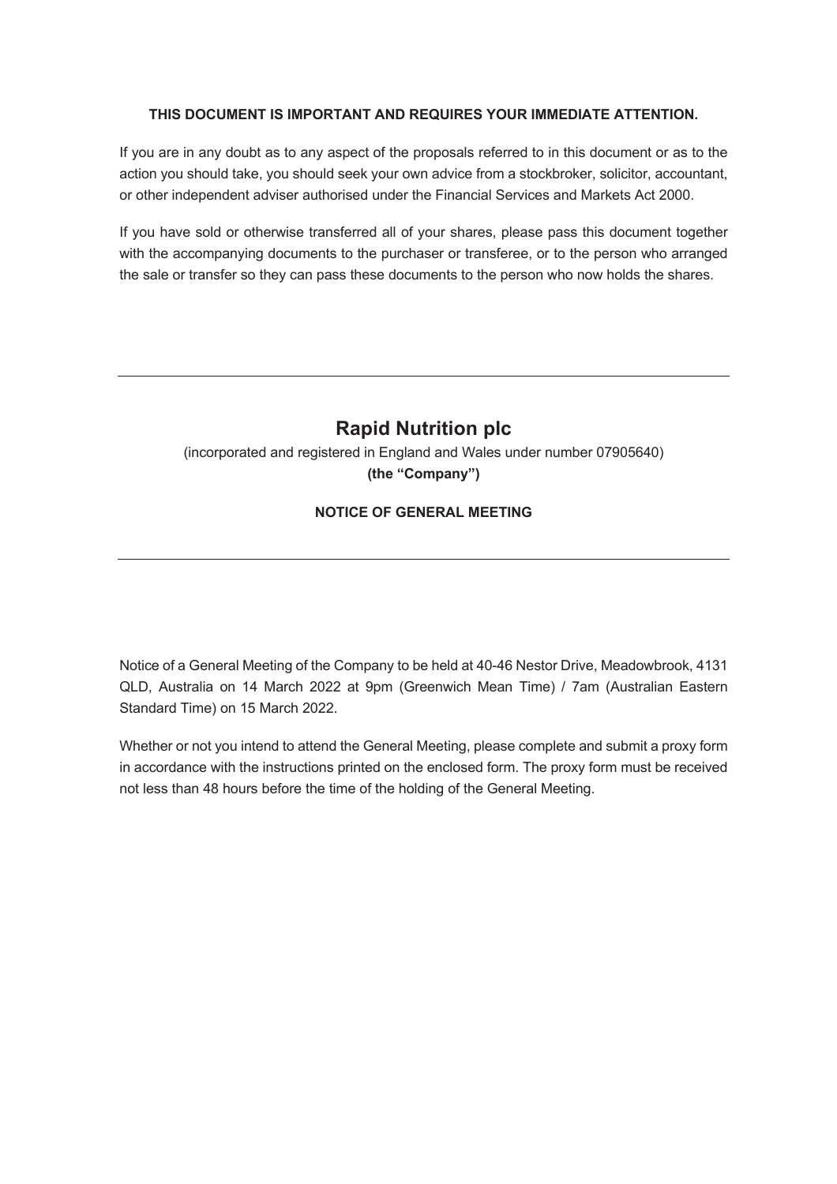**THIS DOCUMENT IS IMPORTANT AND REQUIRES YOUR IMMEDIATE ATTENTION.**

If you are in any doubt as to any aspect of the proposals referred to in this document or as to the action you should take, you should seek your own advice from a stockbroker, solicitor, accountant, or other independent adviser authorised under the Financial Services and Markets Act 2000.

If you have sold or otherwise transferred all of your shares, please pass this document together with the accompanying documents to the purchaser or transferee, or to the person who arranged the sale or transfer so they can pass these documents to the person who now holds the shares.

---

# Rapid Nutrition plc

(incorporated and registered in England and Wales under number 07905640)

**(the "Company")**

## NOTICE OF GENERAL MEETING

---

Notice of a General Meeting of the Company to be held at 40-46 Nestor Drive, Meadowbrook, 4131 QLD, Australia on 14 March 2022 at 9pm (Greenwich Mean Time) / 7am (Australian Eastern Standard Time) on 15 March 2022.

Whether or not you intend to attend the General Meeting, please complete and submit a proxy form in accordance with the instructions printed on the enclosed form. The proxy form must be received not less than 48 hours before the time of the holding of the General Meeting.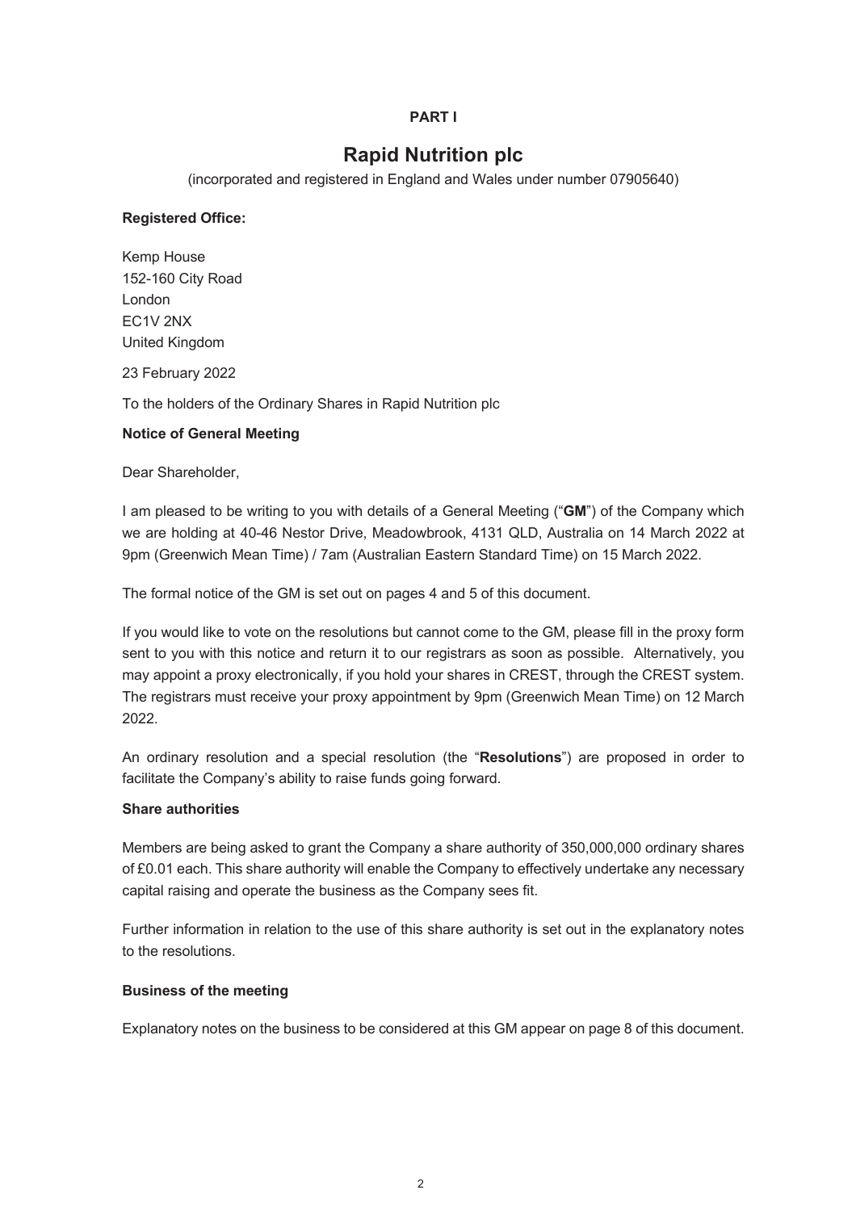**PART I**

# Rapid Nutrition plc

(incorporated and registered in England and Wales under number 07905640)

**Registered Office:**

Kemp House
152-160 City Road
London
EC1V 2NX
United Kingdom

23 February 2022

To the holders of the Ordinary Shares in Rapid Nutrition plc

**Notice of General Meeting**

Dear Shareholder,

I am pleased to be writing to you with details of a General Meeting ("**GM**") of the Company which we are holding at 40-46 Nestor Drive, Meadowbrook, 4131 QLD, Australia on 14 March 2022 at 9pm (Greenwich Mean Time) / 7am (Australian Eastern Standard Time) on 15 March 2022.

The formal notice of the GM is set out on pages 4 and 5 of this document.

If you would like to vote on the resolutions but cannot come to the GM, please fill in the proxy form sent to you with this notice and return it to our registrars as soon as possible. Alternatively, you may appoint a proxy electronically, if you hold your shares in CREST, through the CREST system. The registrars must receive your proxy appointment by 9pm (Greenwich Mean Time) on 12 March 2022.

An ordinary resolution and a special resolution (the "**Resolutions**") are proposed in order to facilitate the Company's ability to raise funds going forward.

**Share authorities**

Members are being asked to grant the Company a share authority of 350,000,000 ordinary shares of £0.01 each. This share authority will enable the Company to effectively undertake any necessary capital raising and operate the business as the Company sees fit.

Further information in relation to the use of this share authority is set out in the explanatory notes to the resolutions.

**Business of the meeting**

Explanatory notes on the business to be considered at this GM appear on page 8 of this document.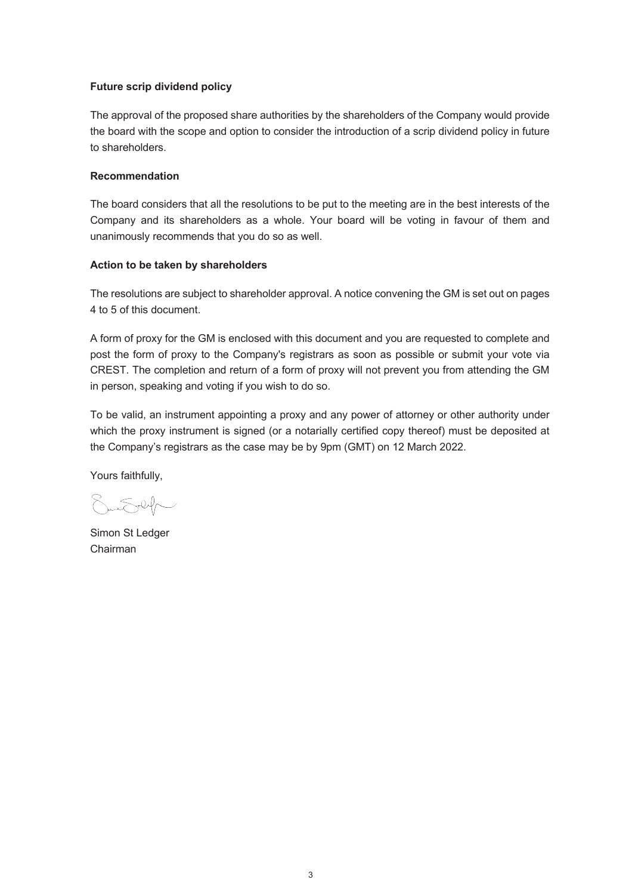**Future scrip dividend policy**

The approval of the proposed share authorities by the shareholders of the Company would provide the board with the scope and option to consider the introduction of a scrip dividend policy in future to shareholders.

**Recommendation**

The board considers that all the resolutions to be put to the meeting are in the best interests of the Company and its shareholders as a whole. Your board will be voting in favour of them and unanimously recommends that you do so as well.

**Action to be taken by shareholders**

The resolutions are subject to shareholder approval. A notice convening the GM is set out on pages 4 to 5 of this document.

A form of proxy for the GM is enclosed with this document and you are requested to complete and post the form of proxy to the Company's registrars as soon as possible or submit your vote via CREST. The completion and return of a form of proxy will not prevent you from attending the GM in person, speaking and voting if you wish to do so.

To be valid, an instrument appointing a proxy and any power of attorney or other authority under which the proxy instrument is signed (or a notarially certified copy thereof) must be deposited at the Company's registrars as the case may be by 9pm (GMT) on 12 March 2022.

Yours faithfully,

Simon St Ledger
Chairman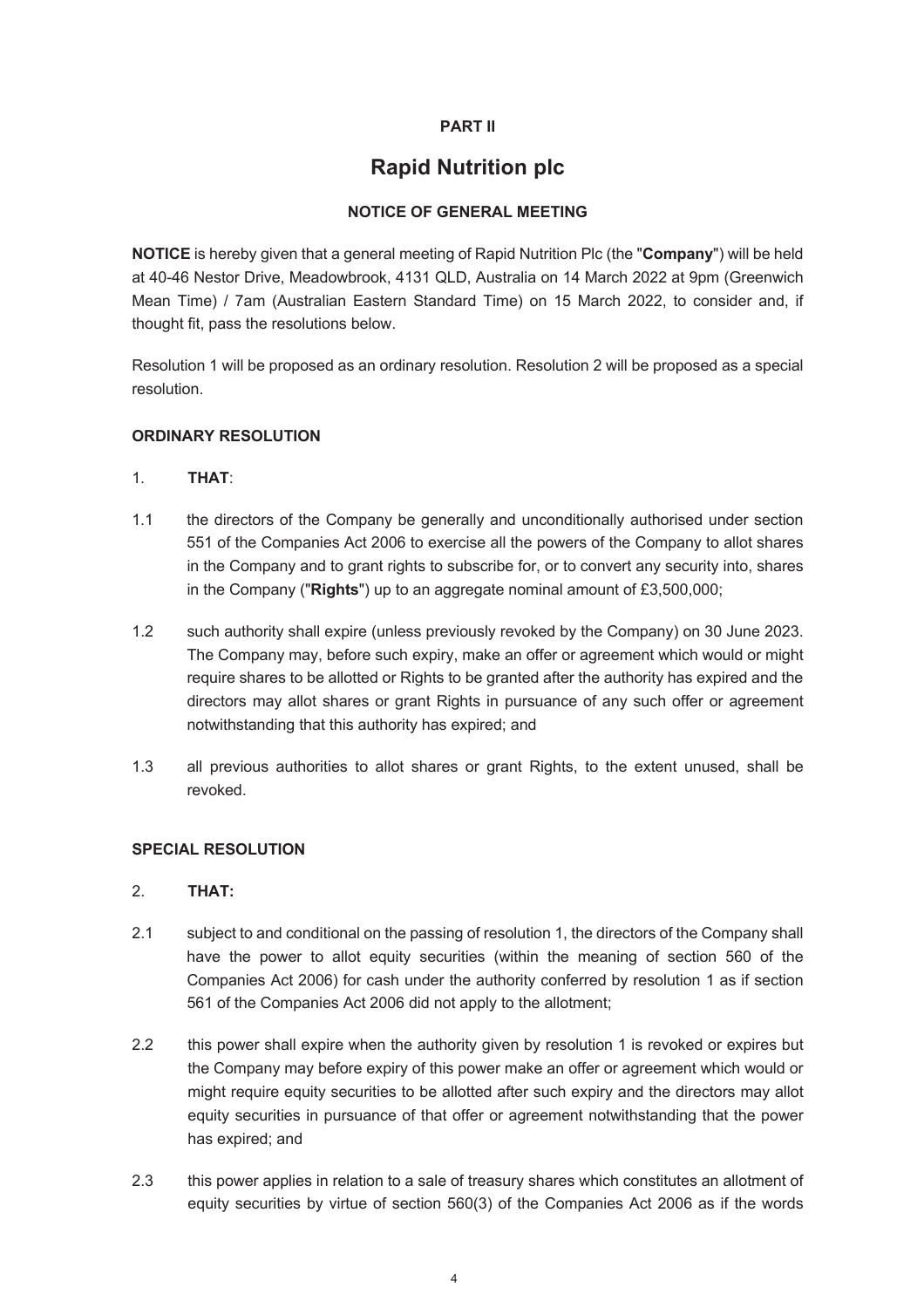**PART II**

# Rapid Nutrition plc

**NOTICE OF GENERAL MEETING**

**NOTICE** is hereby given that a general meeting of Rapid Nutrition Plc (the "**Company**") will be held at 40-46 Nestor Drive, Meadowbrook, 4131 QLD, Australia on 14 March 2022 at 9pm (Greenwich Mean Time) / 7am (Australian Eastern Standard Time) on 15 March 2022, to consider and, if thought fit, pass the resolutions below.

Resolution 1 will be proposed as an ordinary resolution. Resolution 2 will be proposed as a special resolution.

**ORDINARY RESOLUTION**

1. **THAT**:

1.1 the directors of the Company be generally and unconditionally authorised under section 551 of the Companies Act 2006 to exercise all the powers of the Company to allot shares in the Company and to grant rights to subscribe for, or to convert any security into, shares in the Company ("**Rights**") up to an aggregate nominal amount of £3,500,000;

1.2 such authority shall expire (unless previously revoked by the Company) on 30 June 2023. The Company may, before such expiry, make an offer or agreement which would or might require shares to be allotted or Rights to be granted after the authority has expired and the directors may allot shares or grant Rights in pursuance of any such offer or agreement notwithstanding that this authority has expired; and

1.3 all previous authorities to allot shares or grant Rights, to the extent unused, shall be revoked.

**SPECIAL RESOLUTION**

2. **THAT:**

2.1 subject to and conditional on the passing of resolution 1, the directors of the Company shall have the power to allot equity securities (within the meaning of section 560 of the Companies Act 2006) for cash under the authority conferred by resolution 1 as if section 561 of the Companies Act 2006 did not apply to the allotment;

2.2 this power shall expire when the authority given by resolution 1 is revoked or expires but the Company may before expiry of this power make an offer or agreement which would or might require equity securities to be allotted after such expiry and the directors may allot equity securities in pursuance of that offer or agreement notwithstanding that the power has expired; and

2.3 this power applies in relation to a sale of treasury shares which constitutes an allotment of equity securities by virtue of section 560(3) of the Companies Act 2006 as if the words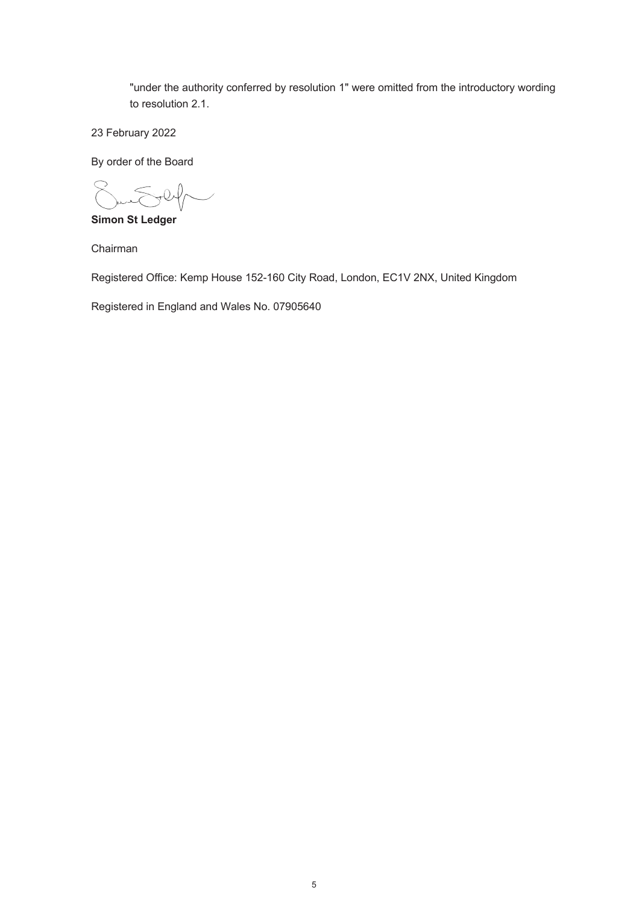"under the authority conferred by resolution 1" were omitted from the introductory wording to resolution 2.1.

23 February 2022

By order of the Board

**Simon St Ledger**

Chairman

Registered Office: Kemp House 152-160 City Road, London, EC1V 2NX, United Kingdom

Registered in England and Wales No. 07905640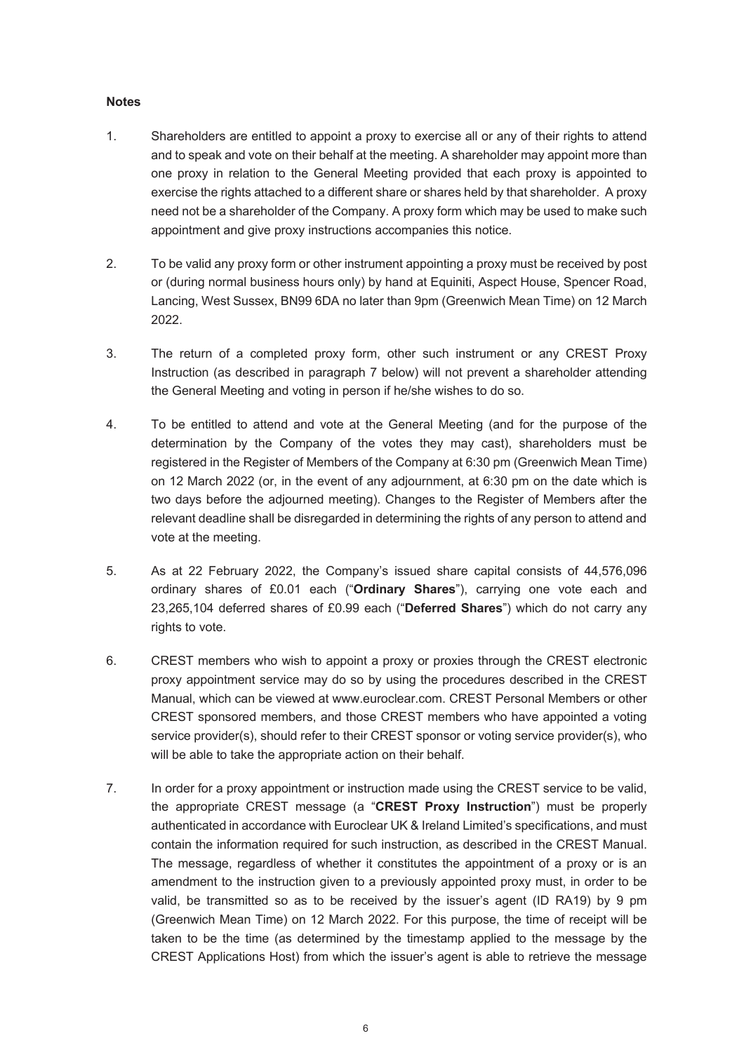**Notes**

1. Shareholders are entitled to appoint a proxy to exercise all or any of their rights to attend and to speak and vote on their behalf at the meeting. A shareholder may appoint more than one proxy in relation to the General Meeting provided that each proxy is appointed to exercise the rights attached to a different share or shares held by that shareholder. A proxy need not be a shareholder of the Company. A proxy form which may be used to make such appointment and give proxy instructions accompanies this notice.

2. To be valid any proxy form or other instrument appointing a proxy must be received by post or (during normal business hours only) by hand at Equiniti, Aspect House, Spencer Road, Lancing, West Sussex, BN99 6DA no later than 9pm (Greenwich Mean Time) on 12 March 2022.

3. The return of a completed proxy form, other such instrument or any CREST Proxy Instruction (as described in paragraph 7 below) will not prevent a shareholder attending the General Meeting and voting in person if he/she wishes to do so.

4. To be entitled to attend and vote at the General Meeting (and for the purpose of the determination by the Company of the votes they may cast), shareholders must be registered in the Register of Members of the Company at 6:30 pm (Greenwich Mean Time) on 12 March 2022 (or, in the event of any adjournment, at 6:30 pm on the date which is two days before the adjourned meeting). Changes to the Register of Members after the relevant deadline shall be disregarded in determining the rights of any person to attend and vote at the meeting.

5. As at 22 February 2022, the Company's issued share capital consists of 44,576,096 ordinary shares of £0.01 each ("**Ordinary Shares**"), carrying one vote each and 23,265,104 deferred shares of £0.99 each ("**Deferred Shares**") which do not carry any rights to vote.

6. CREST members who wish to appoint a proxy or proxies through the CREST electronic proxy appointment service may do so by using the procedures described in the CREST Manual, which can be viewed at www.euroclear.com. CREST Personal Members or other CREST sponsored members, and those CREST members who have appointed a voting service provider(s), should refer to their CREST sponsor or voting service provider(s), who will be able to take the appropriate action on their behalf.

7. In order for a proxy appointment or instruction made using the CREST service to be valid, the appropriate CREST message (a "**CREST Proxy Instruction**") must be properly authenticated in accordance with Euroclear UK & Ireland Limited's specifications, and must contain the information required for such instruction, as described in the CREST Manual. The message, regardless of whether it constitutes the appointment of a proxy or is an amendment to the instruction given to a previously appointed proxy must, in order to be valid, be transmitted so as to be received by the issuer's agent (ID RA19) by 9 pm (Greenwich Mean Time) on 12 March 2022. For this purpose, the time of receipt will be taken to be the time (as determined by the timestamp applied to the message by the CREST Applications Host) from which the issuer's agent is able to retrieve the message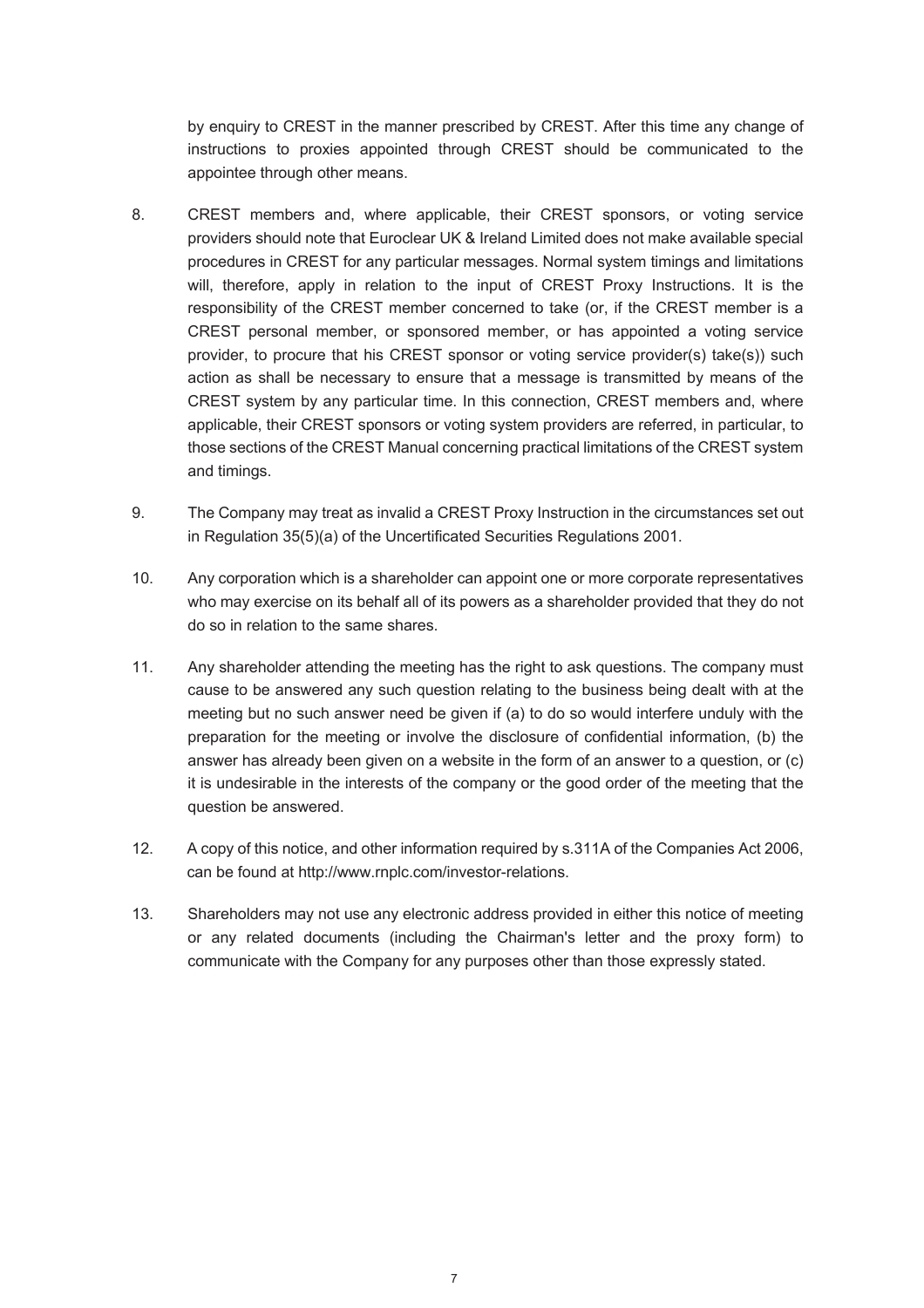by enquiry to CREST in the manner prescribed by CREST. After this time any change of instructions to proxies appointed through CREST should be communicated to the appointee through other means.

8. CREST members and, where applicable, their CREST sponsors, or voting service providers should note that Euroclear UK & Ireland Limited does not make available special procedures in CREST for any particular messages. Normal system timings and limitations will, therefore, apply in relation to the input of CREST Proxy Instructions. It is the responsibility of the CREST member concerned to take (or, if the CREST member is a CREST personal member, or sponsored member, or has appointed a voting service provider, to procure that his CREST sponsor or voting service provider(s) take(s)) such action as shall be necessary to ensure that a message is transmitted by means of the CREST system by any particular time. In this connection, CREST members and, where applicable, their CREST sponsors or voting system providers are referred, in particular, to those sections of the CREST Manual concerning practical limitations of the CREST system and timings.

9. The Company may treat as invalid a CREST Proxy Instruction in the circumstances set out in Regulation 35(5)(a) of the Uncertificated Securities Regulations 2001.

10. Any corporation which is a shareholder can appoint one or more corporate representatives who may exercise on its behalf all of its powers as a shareholder provided that they do not do so in relation to the same shares.

11. Any shareholder attending the meeting has the right to ask questions. The company must cause to be answered any such question relating to the business being dealt with at the meeting but no such answer need be given if (a) to do so would interfere unduly with the preparation for the meeting or involve the disclosure of confidential information, (b) the answer has already been given on a website in the form of an answer to a question, or (c) it is undesirable in the interests of the company or the good order of the meeting that the question be answered.

12. A copy of this notice, and other information required by s.311A of the Companies Act 2006, can be found at http://www.rnplc.com/investor-relations.

13. Shareholders may not use any electronic address provided in either this notice of meeting or any related documents (including the Chairman's letter and the proxy form) to communicate with the Company for any purposes other than those expressly stated.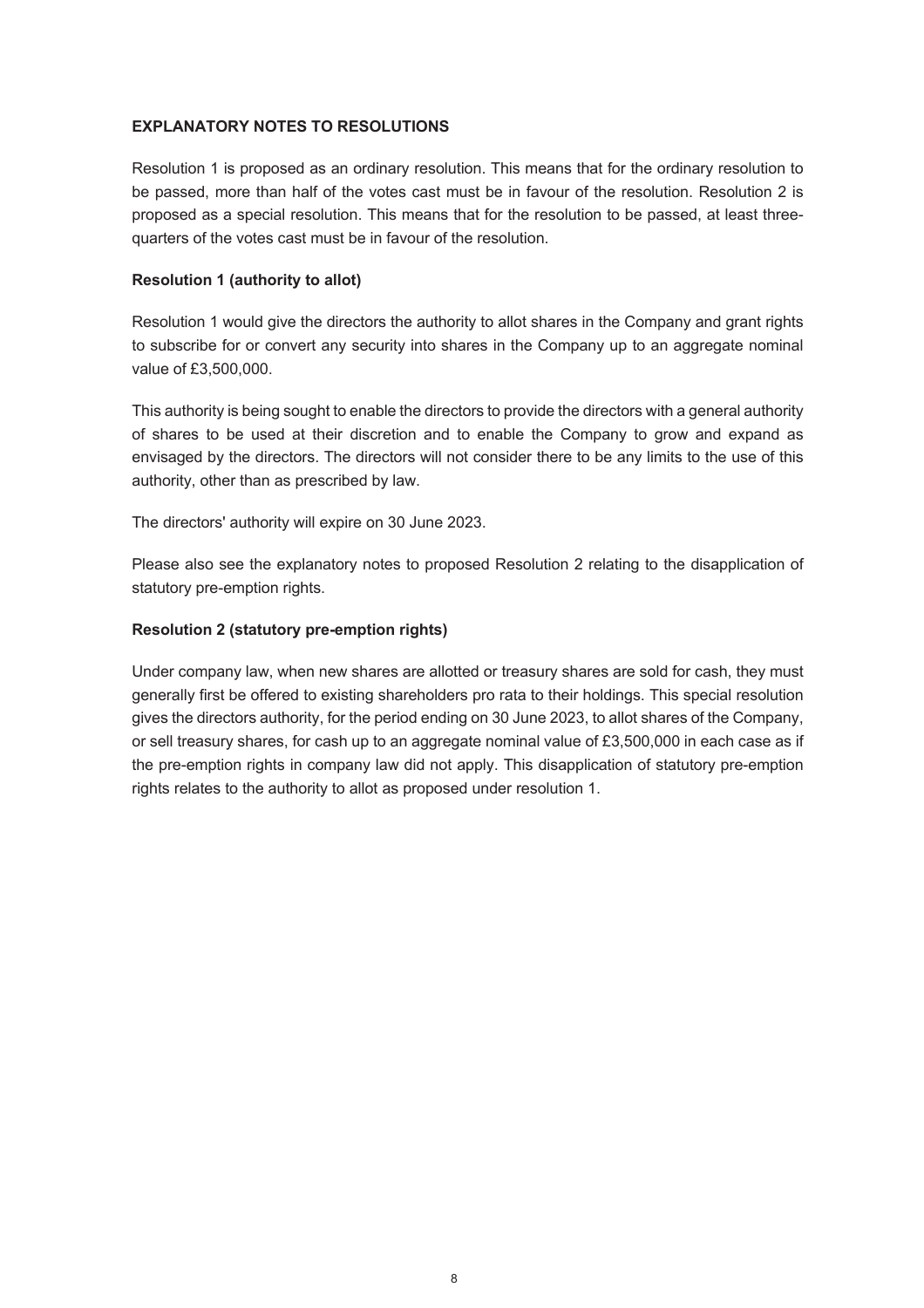**EXPLANATORY NOTES TO RESOLUTIONS**

Resolution 1 is proposed as an ordinary resolution. This means that for the ordinary resolution to be passed, more than half of the votes cast must be in favour of the resolution. Resolution 2 is proposed as a special resolution. This means that for the resolution to be passed, at least three-quarters of the votes cast must be in favour of the resolution.

**Resolution 1 (authority to allot)**

Resolution 1 would give the directors the authority to allot shares in the Company and grant rights to subscribe for or convert any security into shares in the Company up to an aggregate nominal value of £3,500,000.

This authority is being sought to enable the directors to provide the directors with a general authority of shares to be used at their discretion and to enable the Company to grow and expand as envisaged by the directors. The directors will not consider there to be any limits to the use of this authority, other than as prescribed by law.

The directors' authority will expire on 30 June 2023.

Please also see the explanatory notes to proposed Resolution 2 relating to the disapplication of statutory pre-emption rights.

**Resolution 2 (statutory pre-emption rights)**

Under company law, when new shares are allotted or treasury shares are sold for cash, they must generally first be offered to existing shareholders pro rata to their holdings. This special resolution gives the directors authority, for the period ending on 30 June 2023, to allot shares of the Company, or sell treasury shares, for cash up to an aggregate nominal value of £3,500,000 in each case as if the pre-emption rights in company law did not apply. This disapplication of statutory pre-emption rights relates to the authority to allot as proposed under resolution 1.